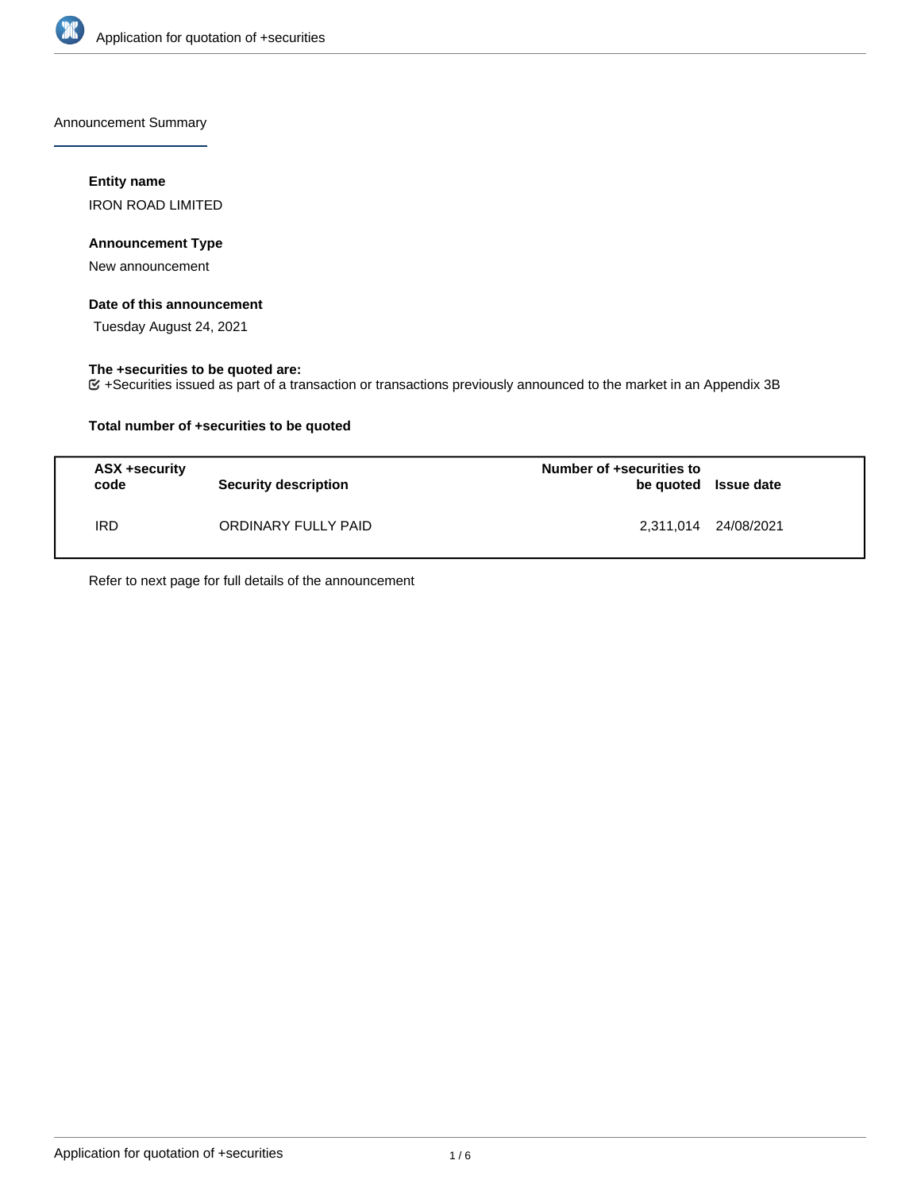Announcement Summary

### Entity name

IRON ROAD LIMITED

### Announcement Type

New announcement

### Date of this announcement

Tuesday August 24, 2021

### The +securities to be quoted are:

+Securities issued as part of a transaction or transactions previously announced to the market in an Appendix 3B

### Total number of +securities to be quoted

| ASX +security code | Security description | Number of +securities to be quoted | Issue date |
|---|---|---|---|
| IRD | ORDINARY FULLY PAID | 2,311,014 | 24/08/2021 |

Refer to next page for full details of the announcement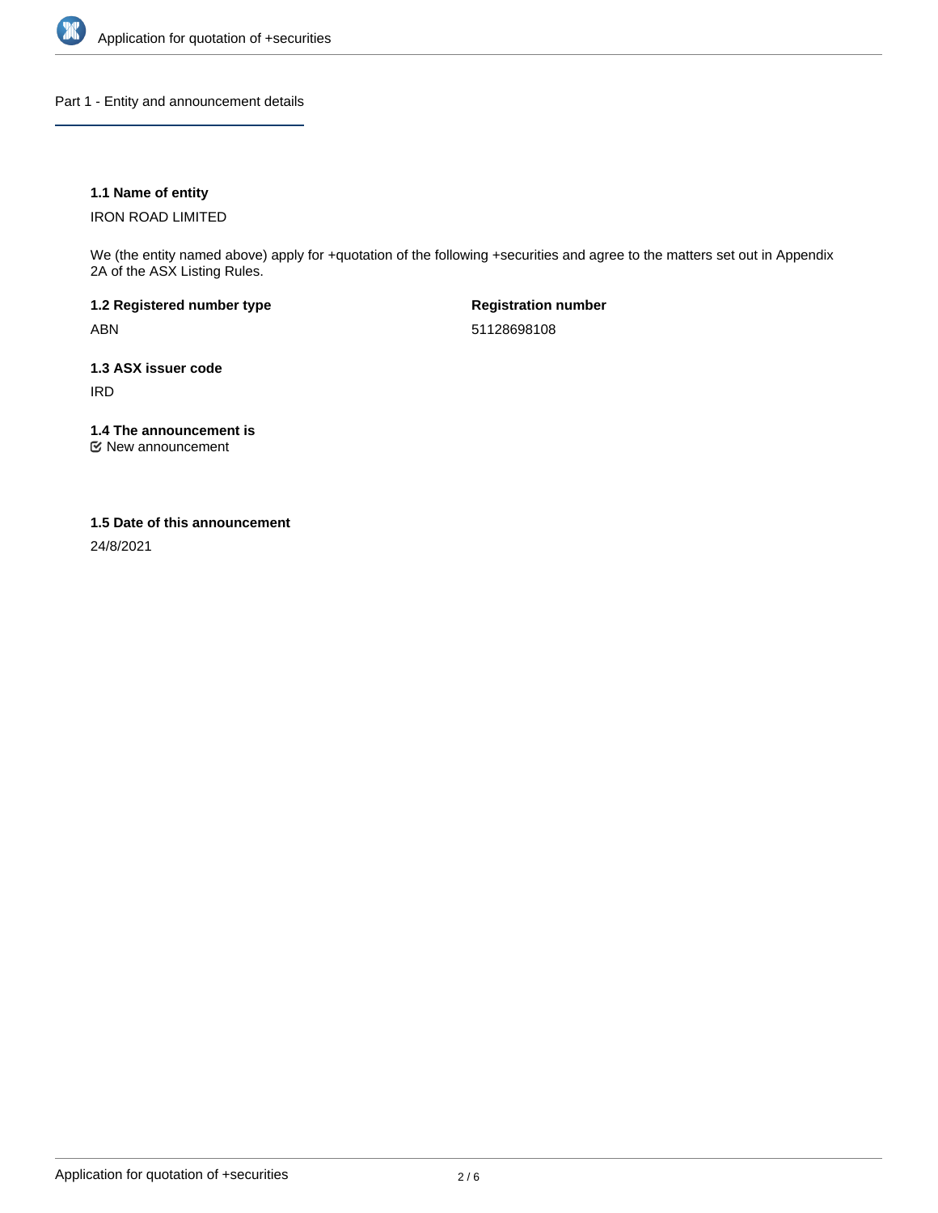## Part 1 - Entity and announcement details

**1.1 Name of entity**

IRON ROAD LIMITED

We (the entity named above) apply for +quotation of the following +securities and agree to the matters set out in Appendix 2A of the ASX Listing Rules.

**1.2 Registered number type**

ABN

**Registration number**

51128698108

**1.3 ASX issuer code**

IRD

**1.4 The announcement is**

New announcement

**1.5 Date of this announcement**

24/8/2021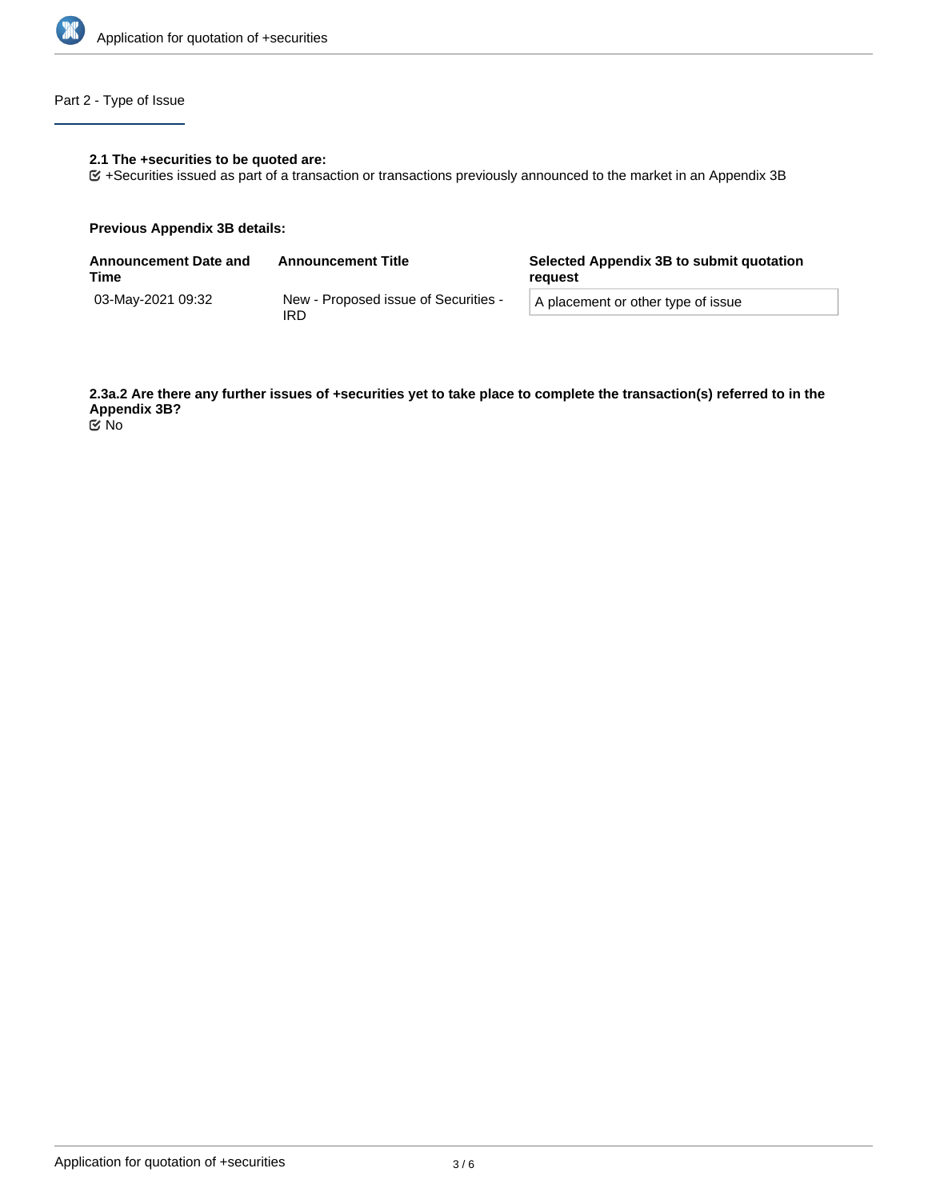## Part 2 - Type of Issue

**2.1 The +securities to be quoted are:**

☑ +Securities issued as part of a transaction or transactions previously announced to the market in an Appendix 3B

**Previous Appendix 3B details:**

| Announcement Date and Time | Announcement Title | Selected Appendix 3B to submit quotation request |
| --- | --- | --- |
| 03-May-2021 09:32 | New - Proposed issue of Securities - IRD | A placement or other type of issue |

**2.3a.2 Are there any further issues of +securities yet to take place to complete the transaction(s) referred to in the Appendix 3B?**

☑ No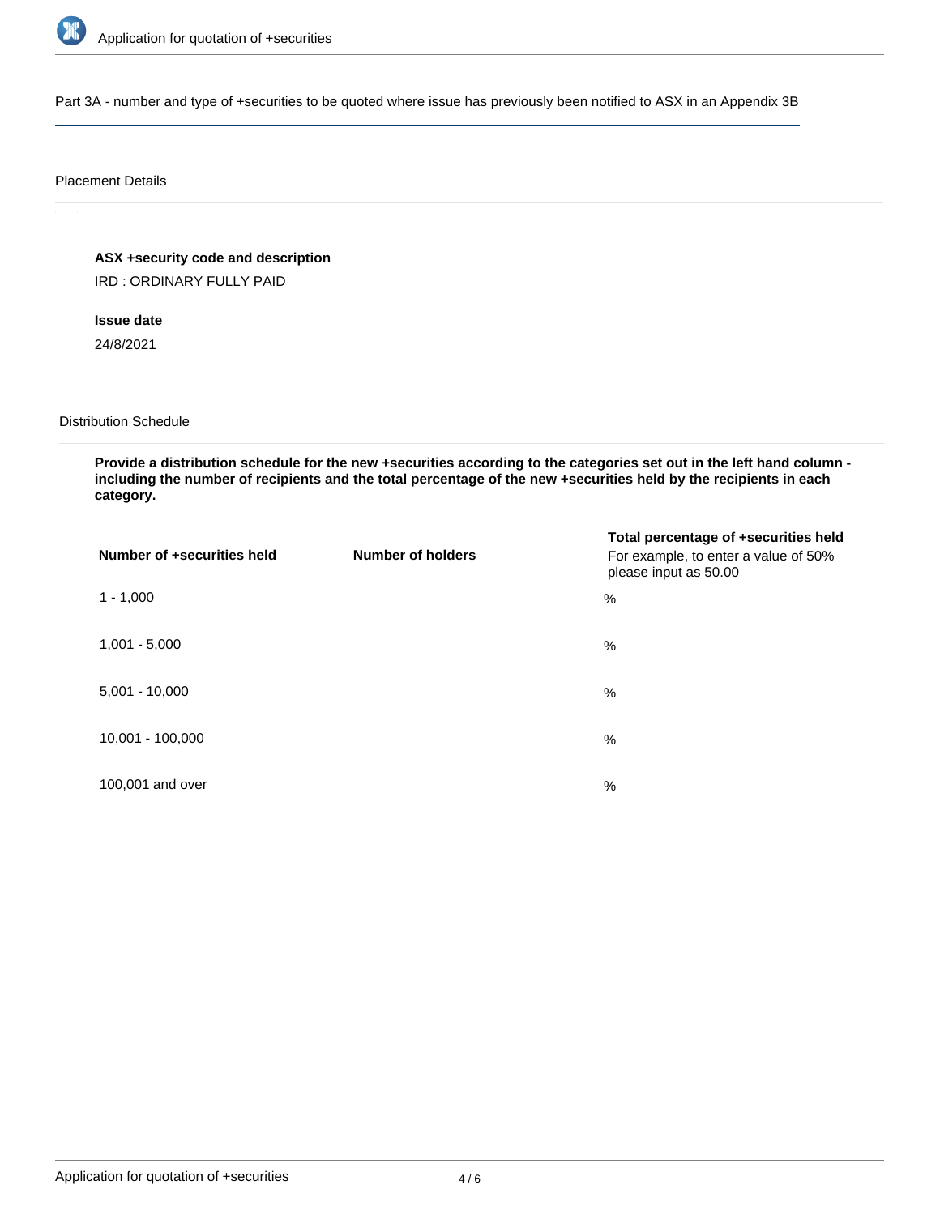Part 3A - number and type of +securities to be quoted where issue has previously been notified to ASX in an Appendix 3B

Placement Details

**ASX +security code and description**

IRD : ORDINARY FULLY PAID

**Issue date**

24/8/2021

Distribution Schedule

**Provide a distribution schedule for the new +securities according to the categories set out in the left hand column - including the number of recipients and the total percentage of the new +securities held by the recipients in each category.**

| Number of +securities held | Number of holders | Total percentage of +securities held For example, to enter a value of 50% please input as 50.00 |
|---|---|---|
| 1 - 1,000 | | % |
| 1,001 - 5,000 | | % |
| 5,001 - 10,000 | | % |
| 10,001 - 100,000 | | % |
| 100,001 and over | | % |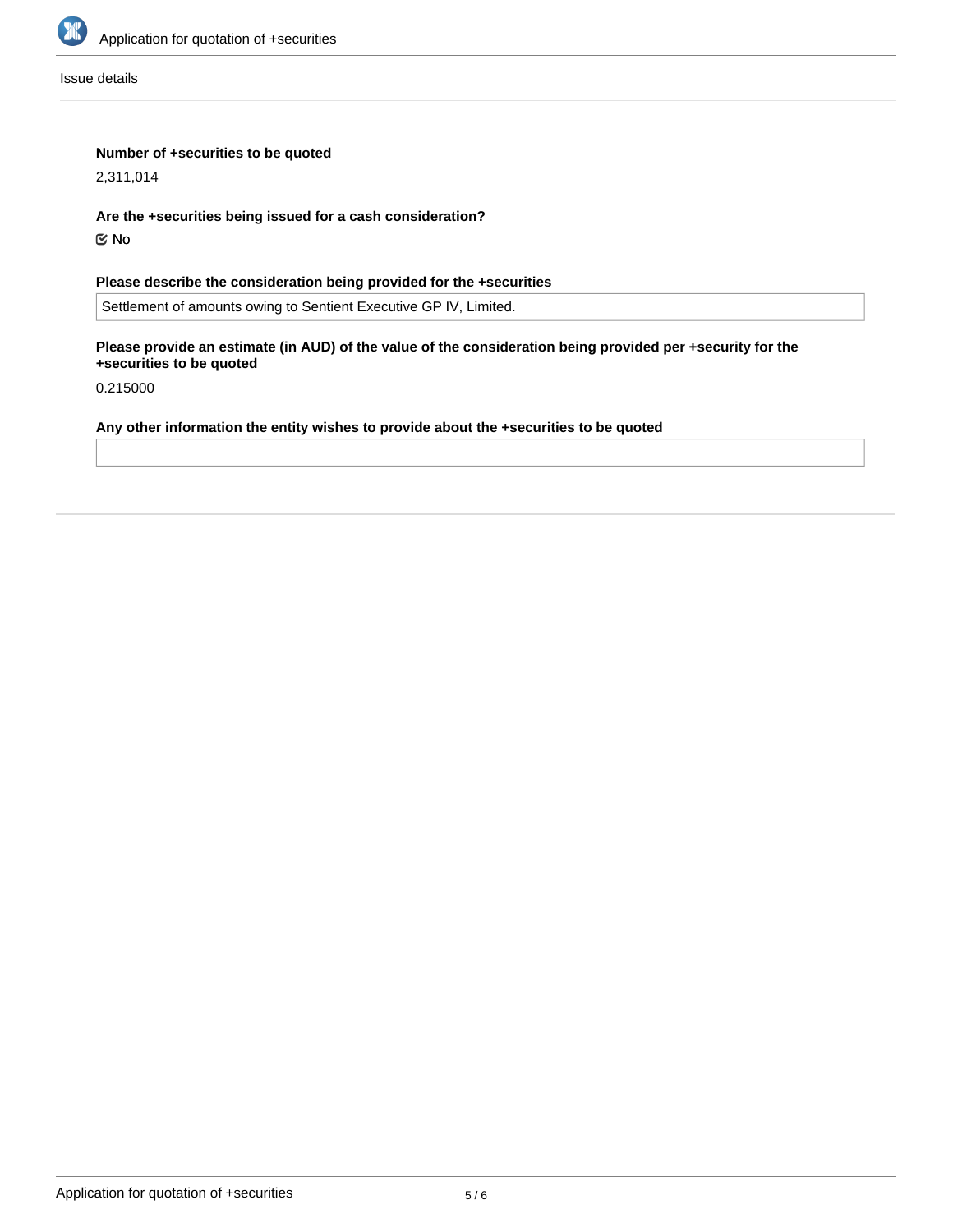Issue details

**Number of +securities to be quoted**

2,311,014

**Are the +securities being issued for a cash consideration?**

☑ No

**Please describe the consideration being provided for the +securities**

Settlement of amounts owing to Sentient Executive GP IV, Limited.

**Please provide an estimate (in AUD) of the value of the consideration being provided per +security for the +securities to be quoted**

0.215000

**Any other information the entity wishes to provide about the +securities to be quoted**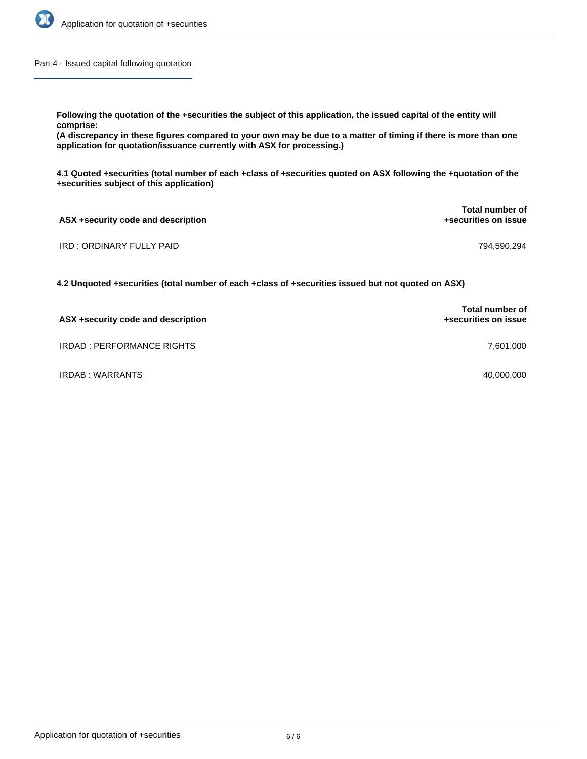## Part 4 - Issued capital following quotation

**Following the quotation of the +securities the subject of this application, the issued capital of the entity will comprise:**
**(A discrepancy in these figures compared to your own may be due to a matter of timing if there is more than one application for quotation/issuance currently with ASX for processing.)**

**4.1 Quoted +securities (total number of each +class of +securities quoted on ASX following the +quotation of the +securities subject of this application)**

| ASX +security code and description | Total number of +securities on issue |
|---|---|
| IRD : ORDINARY FULLY PAID | 794,590,294 |

**4.2 Unquoted +securities (total number of each +class of +securities issued but not quoted on ASX)**

| ASX +security code and description | Total number of +securities on issue |
|---|---|
| IRDAD : PERFORMANCE RIGHTS | 7,601,000 |
| IRDAB : WARRANTS | 40,000,000 |